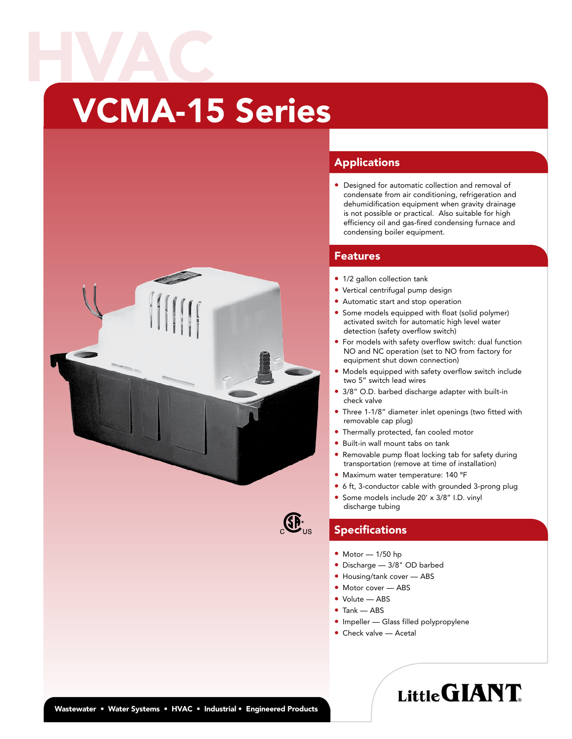HVAC

# VCMA-15 Series

## Applications

- Designed for automatic collection and removal of condensate from air conditioning, refrigeration and dehumidification equipment when gravity drainage is not possible or practical. Also suitable for high efficiency oil and gas-fired condensing furnace and condensing boiler equipment.

## Features

- 1/2 gallon collection tank
- Vertical centrifugal pump design
- Automatic start and stop operation
- Some models equipped with float (solid polymer) activated switch for automatic high level water detection (safety overflow switch)
- For models with safety overflow switch: dual function NO and NC operation (set to NO from factory for equipment shut down connection)
- Models equipped with safety overflow switch include two 5" switch lead wires
- 3/8" O.D. barbed discharge adapter with built-in check valve
- Three 1-1/8" diameter inlet openings (two fitted with removable cap plug)
- Thermally protected, fan cooled motor
- Built-in wall mount tabs on tank
- Removable pump float locking tab for safety during transportation (remove at time of installation)
- Maximum water temperature: 140 °F
- 6 ft, 3-conductor cable with grounded 3-prong plug
- Some models include 20' x 3/8" I.D. vinyl discharge tubing

## Specifications

- Motor — 1/50 hp
- Discharge — 3/8" OD barbed
- Housing/tank cover — ABS
- Motor cover — ABS
- Volute — ABS
- Tank — ABS
- Impeller — Glass filled polypropylene
- Check valve — Acetal

Little GIANT

Wastewater • Water Systems • HVAC • Industrial • Engineered Products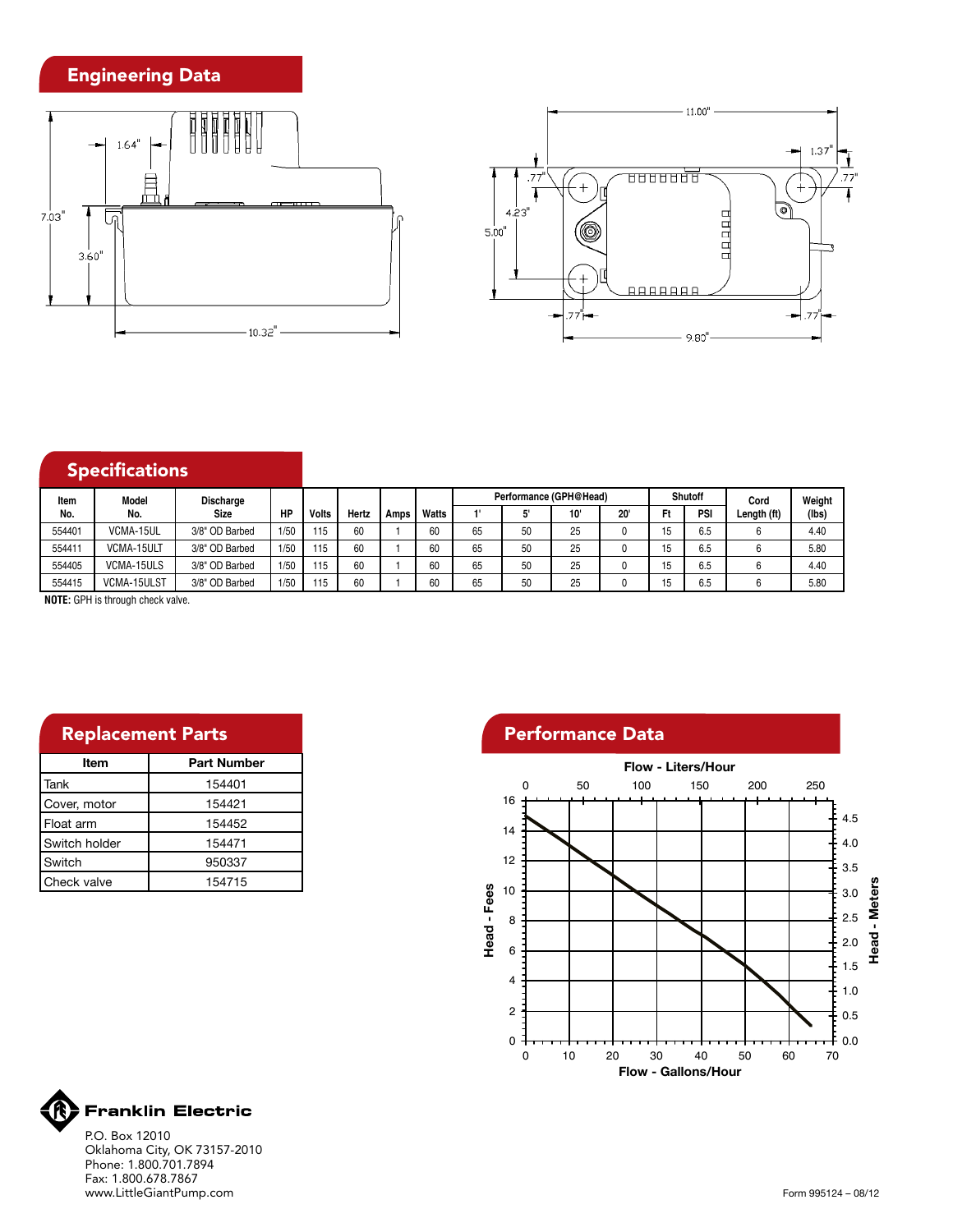## Engineering Data

1.64"
7.03"
3.60"
10.32"

11.00"
1.37"
.77"
.77"
4.23"
5.00"
.77"
.77"
9.80"

## Specifications

| Item No. | Model No. | Discharge Size | HP | Volts | Hertz | Amps | Watts | Performance (GPH@Head) | | | | Shutoff | | Cord Length (ft) | Weight (lbs) |
|---|---|---|---|---|---|---|---|---|---|---|---|---|---|---|---|
| | | | | | | | | 1' | 5' | 10' | 20' | Ft | PSI | | |
| 554401 | VCMA-15UL | 3/8" OD Barbed | 1/50 | 115 | 60 | 1 | 60 | 65 | 50 | 25 | 0 | 15 | 6.5 | 6 | 4.40 |
| 554411 | VCMA-15ULT | 3/8" OD Barbed | 1/50 | 115 | 60 | 1 | 60 | 65 | 50 | 25 | 0 | 15 | 6.5 | 6 | 5.80 |
| 554405 | VCMA-15ULS | 3/8" OD Barbed | 1/50 | 115 | 60 | 1 | 60 | 65 | 50 | 25 | 0 | 15 | 6.5 | 6 | 4.40 |
| 554415 | VCMA-15ULST | 3/8" OD Barbed | 1/50 | 115 | 60 | 1 | 60 | 65 | 50 | 25 | 0 | 15 | 6.5 | 6 | 5.80 |

**NOTE:** GPH is through check valve.

## Replacement Parts

| Item | Part Number |
|---|---|
| Tank | 154401 |
| Cover, motor | 154421 |
| Float arm | 154452 |
| Switch holder | 154471 |
| Switch | 950337 |
| Check valve | 154715 |

## Performance Data

Flow - Liters/Hour
0 50 100 150 200 250
Head - Fees
16 14 12 10 8 6 4 2 0
Head - Meters
4.5 4.0 3.5 3.0 2.5 2.0 1.5 1.0 0.5 0.0
0 10 20 30 40 50 60 70
Flow - Gallons/Hour

**Franklin Electric**

P.O. Box 12010
Oklahoma City, OK 73157-2010
Phone: 1.800.701.7894
Fax: 1.800.678.7867
www.LittleGiantPump.com

Form 995124 – 08/12